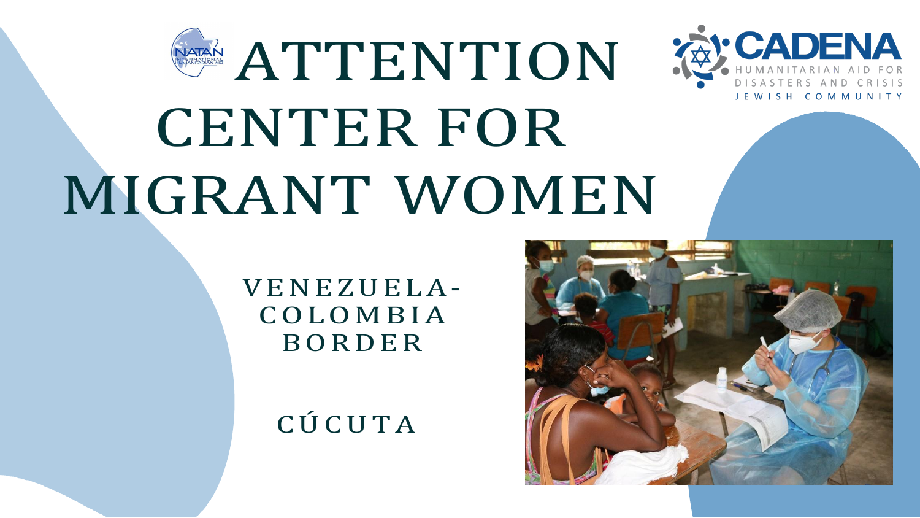# ATTENTION CENTER FOR MIGRANT WOMEN

CADENA

HUMANITARIAN AID FOR DISASTERS AND CRISIS

JEWISH COMMUNITY

NATAN INTERNATIONAL HUMANITARIAN AID

VENEZUELA-COLOMBIA BORDER

CÚCUTA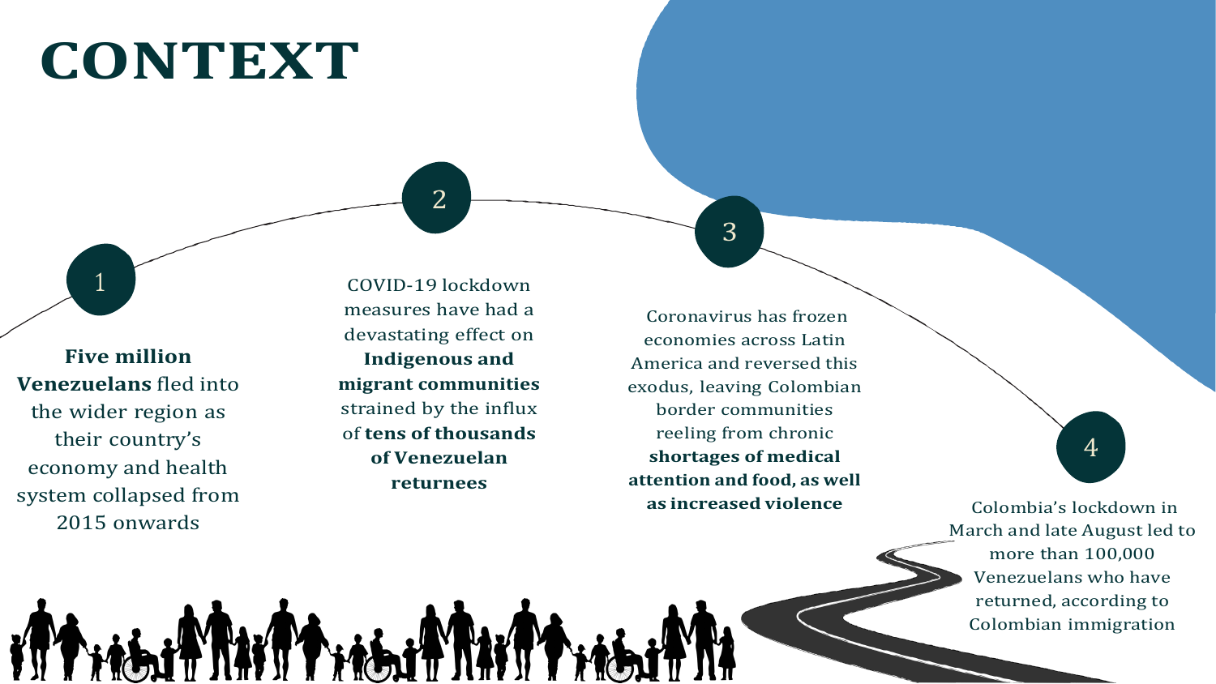# CONTEXT

1. **Five million Venezuelans** fled into the wider region as their country's economy and health system collapsed from 2015 onwards

2. COVID-19 lockdown measures have had a devastating effect on **Indigenous and migrant communities** strained by the influx of **tens of thousands of Venezuelan returnees**

3. Coronavirus has frozen economies across Latin America and reversed this exodus, leaving Colombian border communities reeling from chronic **shortages of medical attention and food, as well as increased violence**

4. Colombia's lockdown in March and late August led to more than 100,000 Venezuelans who have returned, according to Colombian immigration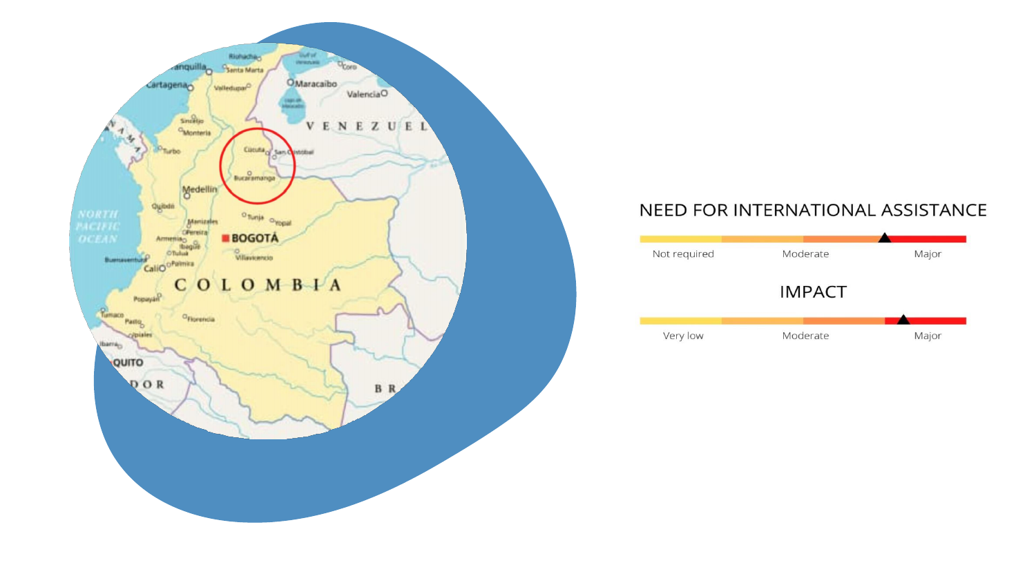NEED FOR INTERNATIONAL ASSISTANCE

Not required | Moderate | Major

IMPACT

Very low | Moderate | Major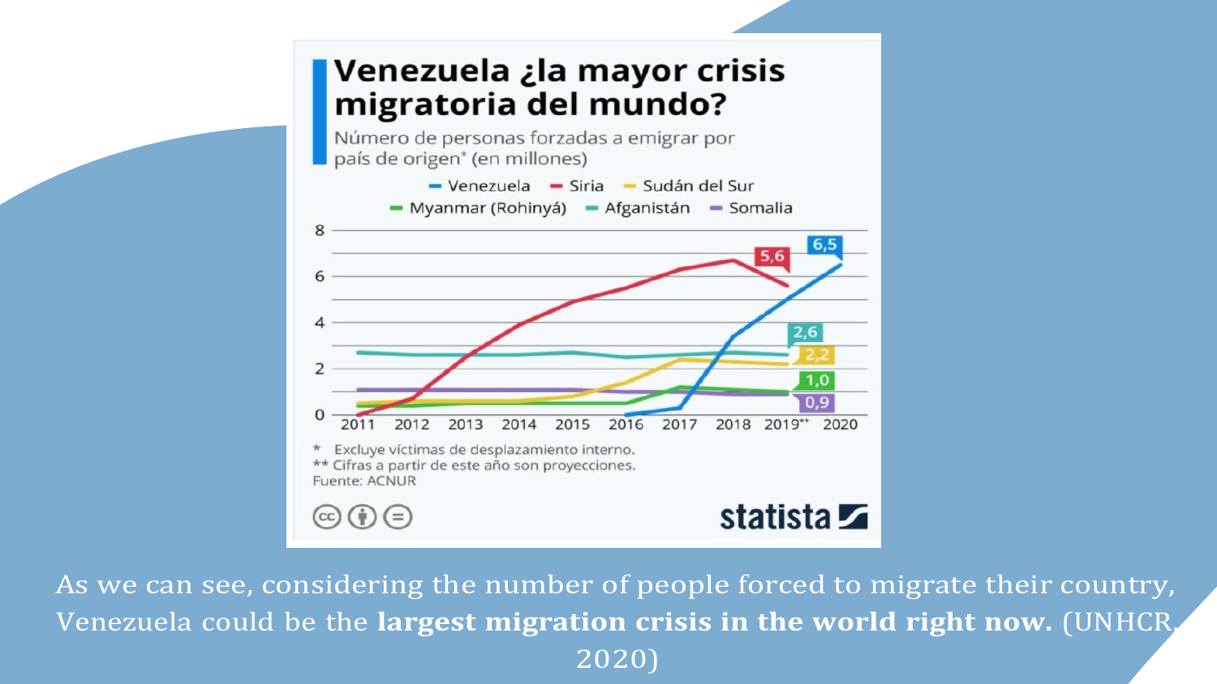# Venezuela ¿la mayor crisis migratoria del mundo?

Número de personas forzadas a emigrar por país de origen* (en millones)

- Venezuela: 6,5
- Siria: 5,6
- Sudán del Sur: 2,2
- Myanmar (Rohinyá): 1,0
- Afganistán: 2,6
- Somalia: 0,9

\* Excluye víctimas de desplazamiento interno.
\*\* Cifras a partir de este año son proyecciones.
Fuente: ACNUR

statista

As we can see, considering the number of people forced to migrate their country, Venezuela could be the **largest migration crisis in the world right now.** (UNHCR, 2020)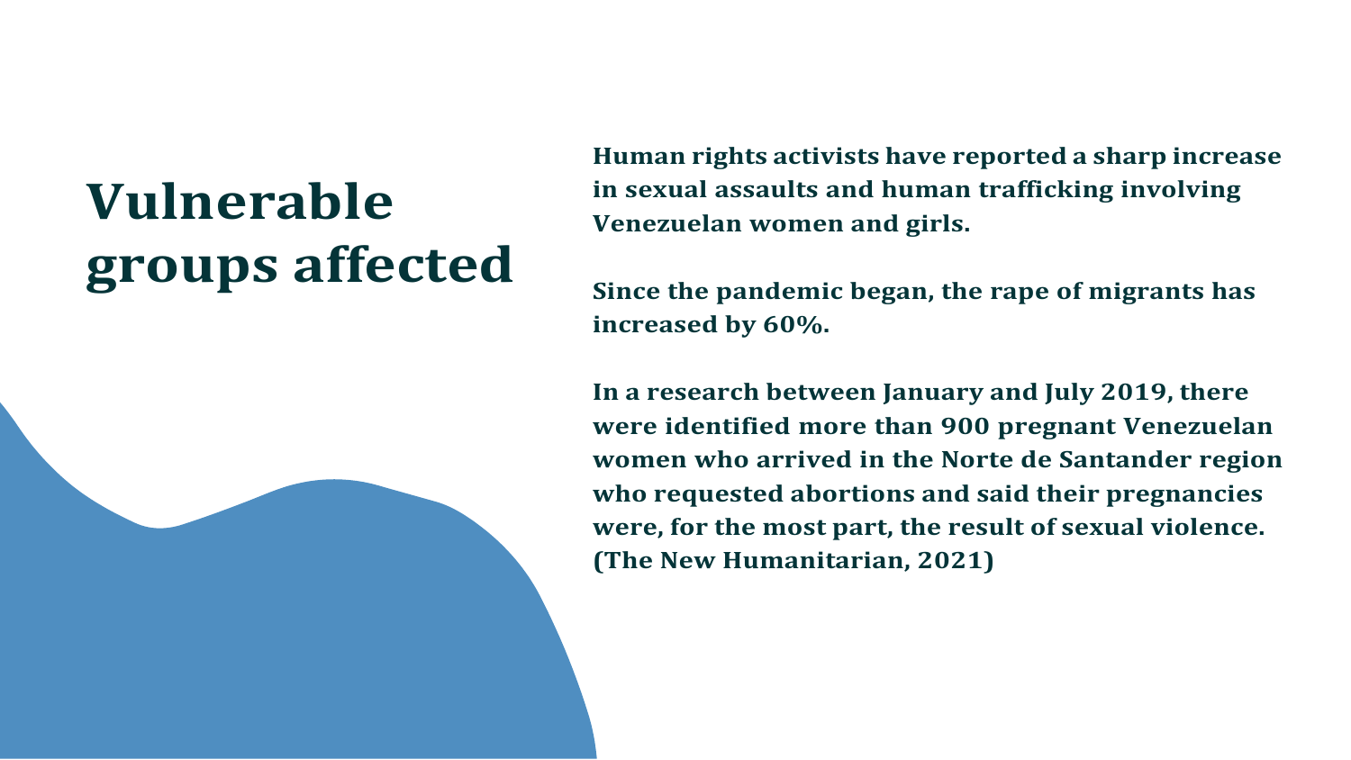# Vulnerable groups affected

**Human rights activists have reported a sharp increase in sexual assaults and human trafficking involving Venezuelan women and girls.**

**Since the pandemic began, the rape of migrants has increased by 60%.**

**In a research between January and July 2019, there were identified more than 900 pregnant Venezuelan women who arrived in the Norte de Santander region who requested abortions and said their pregnancies were, for the most part, the result of sexual violence. (The New Humanitarian, 2021)**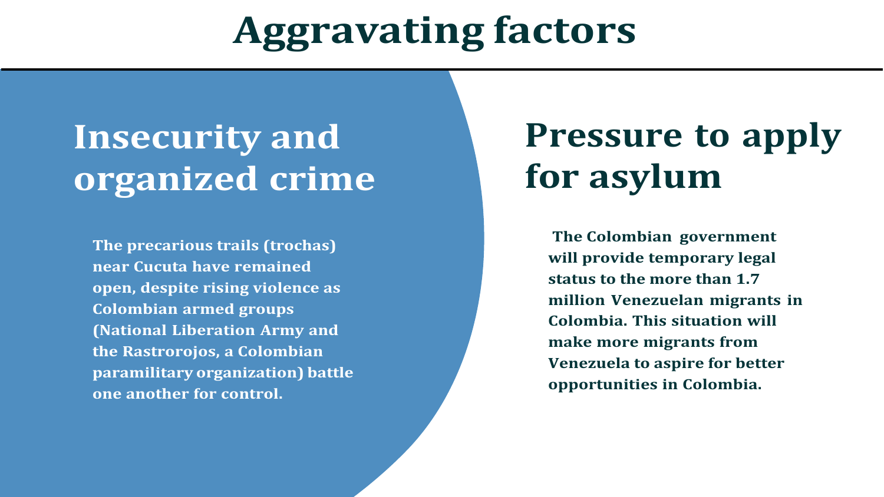# Aggravating factors

## Insecurity and organized crime

**The precarious trails (trochas) near Cucuta have remained open, despite rising violence as Colombian armed groups (National Liberation Army and the Rastrorojos, a Colombian paramilitary organization) battle one another for control.**

## Pressure to apply for asylum

**The Colombian government will provide temporary legal status to the more than 1.7 million Venezuelan migrants in Colombia. This situation will make more migrants from Venezuela to aspire for better opportunities in Colombia.**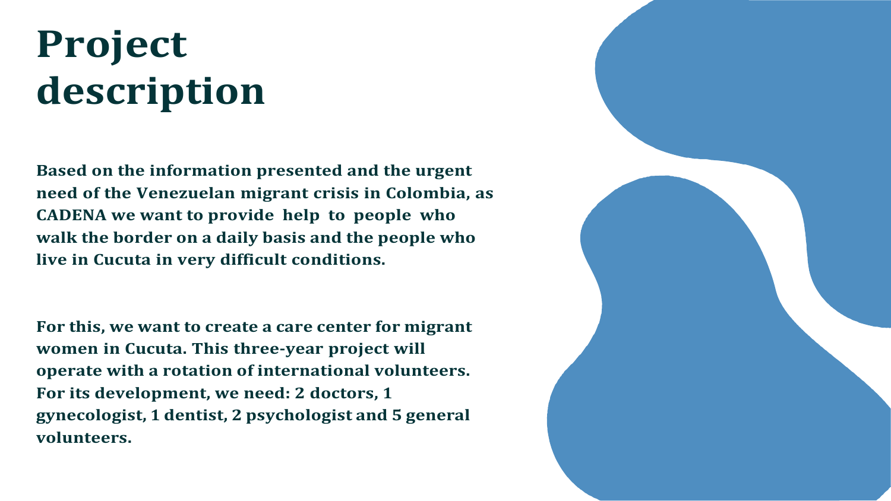# Project description

**Based on the information presented and the urgent need of the Venezuelan migrant crisis in Colombia, as CADENA we want to provide help to people who walk the border on a daily basis and the people who live in Cucuta in very difficult conditions.**

**For this, we want to create a care center for migrant women in Cucuta. This three-year project will operate with a rotation of international volunteers. For its development, we need: 2 doctors, 1 gynecologist, 1 dentist, 2 psychologist and 5 general volunteers.**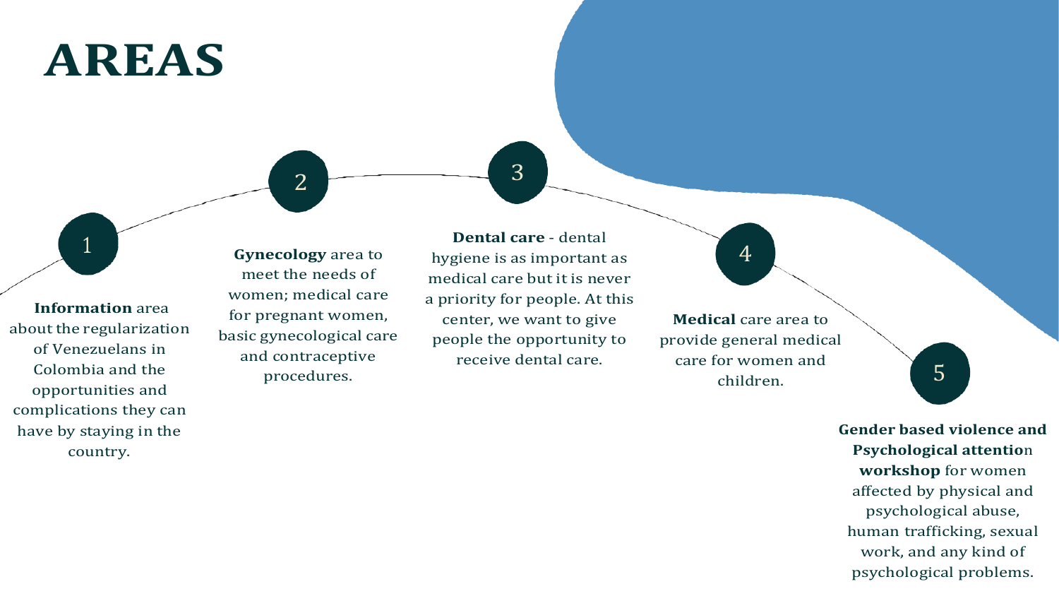# AREAS

1. **Information** area about the regularization of Venezuelans in Colombia and the opportunities and complications they can have by staying in the country.

2. **Gynecology** area to meet the needs of women; medical care for pregnant women, basic gynecological care and contraceptive procedures.

3. **Dental care** - dental hygiene is as important as medical care but it is never a priority for people. At this center, we want to give people the opportunity to receive dental care.

4. **Medical** care area to provide general medical care for women and children.

5. **Gender based violence and Psychological attention workshop** for women affected by physical and psychological abuse, human trafficking, sexual work, and any kind of psychological problems.